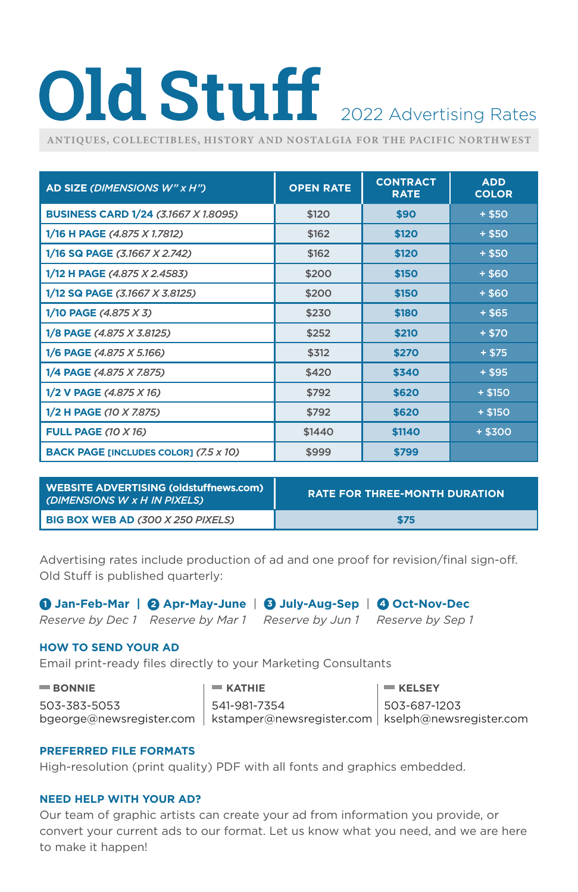# Old Stuff

2022 Advertising Rates

ANTIQUES, COLLECTIBLES, HISTORY AND NOSTALGIA FOR THE PACIFIC NORTHWEST

| AD SIZE *(DIMENSIONS W" x H")* | OPEN RATE | CONTRACT RATE | ADD COLOR |
|---|---|---|---|
| **BUSINESS CARD 1/24** *(3.1667 X 1.8095)* | $120 | **$90** | + $50 |
| **1/16 H PAGE** *(4.875 X 1.7812)* | $162 | **$120** | + $50 |
| **1/16 SQ PAGE** *(3.1667 X 2.742)* | $162 | **$120** | + $50 |
| **1/12 H PAGE** *(4.875 X 2.4583)* | $200 | **$150** | + $60 |
| **1/12 SQ PAGE** *(3.1667 X 3.8125)* | $200 | **$150** | + $60 |
| **1/10 PAGE** *(4.875 X 3)* | $230 | **$180** | + $65 |
| **1/8 PAGE** *(4.875 X 3.8125)* | $252 | **$210** | + $70 |
| **1/6 PAGE** *(4.875 X 5.166)* | $312 | **$270** | + $75 |
| **1/4 PAGE** *(4.875 X 7.875)* | $420 | **$340** | + $95 |
| **1/2 V PAGE** *(4.875 X 16)* | $792 | **$620** | + $150 |
| **1/2 H PAGE** *(10 X 7.875)* | $792 | **$620** | + $150 |
| **FULL PAGE** *(10 X 16)* | $1440 | **$1140** | + $300 |
| **BACK PAGE** [INCLUDES COLOR] *(7.5 x 10)* | $999 | **$799** | |

| WEBSITE ADVERTISING (oldstuffnews.com) *(DIMENSIONS W x H IN PIXELS)* | RATE FOR THREE-MONTH DURATION |
|---|---|
| **BIG BOX WEB AD** *(300 X 250 PIXELS)* | **$75** |

Advertising rates include production of ad and one proof for revision/final sign-off. Old Stuff is published quarterly:

**1 Jan-Feb-Mar** — *Reserve by Dec 1*
**2 Apr-May-June** — *Reserve by Mar 1*
**3 July-Aug-Sep** — *Reserve by Jun 1*
**4 Oct-Nov-Dec** — *Reserve by Sep 1*

### HOW TO SEND YOUR AD

Email print-ready files directly to your Marketing Consultants

**BONNIE**
503-383-5053
bgeorge@newsregister.com

**KATHIE**
541-981-7354
kstamper@newsregister.com

**KELSEY**
503-687-1203
kselph@newsregister.com

### PREFERRED FILE FORMATS

High-resolution (print quality) PDF with all fonts and graphics embedded.

### NEED HELP WITH YOUR AD?

Our team of graphic artists can create your ad from information you provide, or convert your current ads to our format. Let us know what you need, and we are here to make it happen!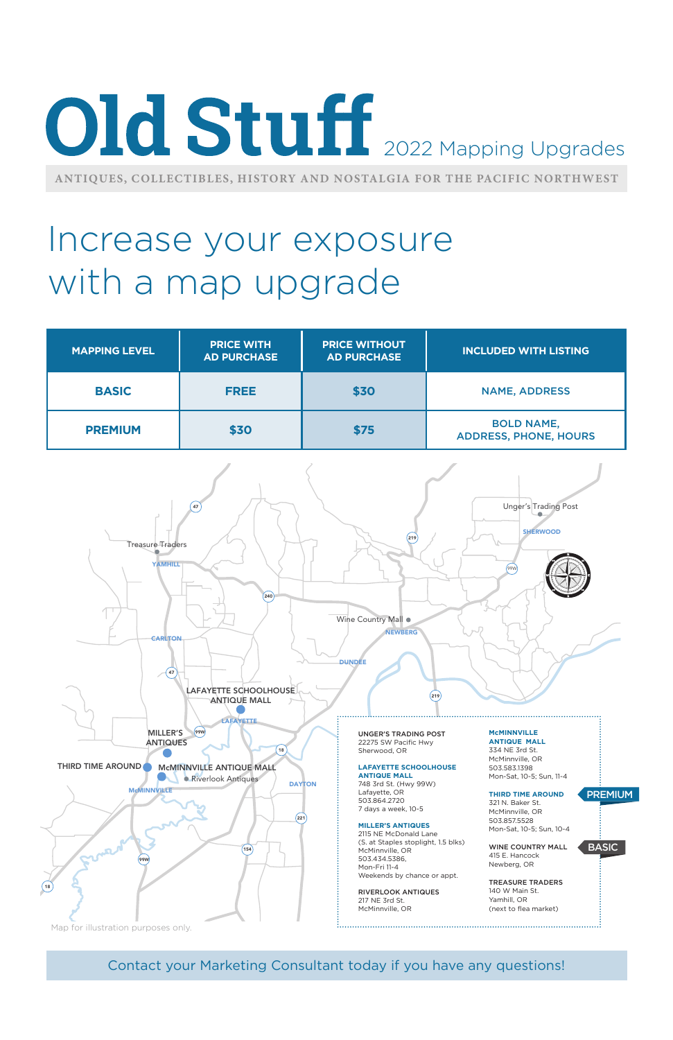# Old Stuff

2022 Mapping Upgrades

ANTIQUES, COLLECTIBLES, HISTORY AND NOSTALGIA FOR THE PACIFIC NORTHWEST

## Increase your exposure with a map upgrade

| MAPPING LEVEL | PRICE WITH AD PURCHASE | PRICE WITHOUT AD PURCHASE | INCLUDED WITH LISTING |
|---|---|---|---|
| BASIC | FREE | $30 | NAME, ADDRESS |
| PREMIUM | $30 | $75 | BOLD NAME, ADDRESS, PHONE, HOURS |

Unger's Trading Post
SHERWOOD
Treasure Traders
YAMHILL
Wine Country Mall
NEWBERG
CARLTON
DUNDEE
LAFAYETTE SCHOOLHOUSE ANTIQUE MALL
LAFAYETTE
MILLER'S ANTIQUES
THIRD TIME AROUND
McMINNVILLE ANTIQUE MALL
Riverlook Antiques
McMINNVILLE
DAYTON
47
219
99W
240
18
221
154

UNGER'S TRADING POST
22275 SW Pacific Hwy
Sherwood, OR

**LAFAYETTE SCHOOLHOUSE ANTIQUE MALL**
748 3rd St. (Hwy 99W)
Lafayette, OR
503.864.2720
7 days a week, 10-5

**MILLER'S ANTIQUES**
2115 NE McDonald Lane
(S. at Staples stoplight, 1.5 blks)
McMinnville, OR
503.434.5386,
Mon-Fri 11-4
Weekends by chance or appt.

RIVERLOOK ANTIQUES
217 NE 3rd St.
McMinnville, OR

**McMINNVILLE ANTIQUE MALL**
334 NE 3rd St.
McMinnville, OR
503.583.1398
Mon-Sat, 10-5; Sun, 11-4

**THIRD TIME AROUND**
321 N. Baker St.
McMinnville, OR
503.857.5528
Mon-Sat, 10-5; Sun, 10-4

PREMIUM

WINE COUNTRY MALL
415 E. Hancock
Newberg, OR

BASIC

TREASURE TRADERS
140 W Main St.
Yamhill, OR
(next to flea market)

Map for illustration purposes only.

Contact your Marketing Consultant today if you have any questions!